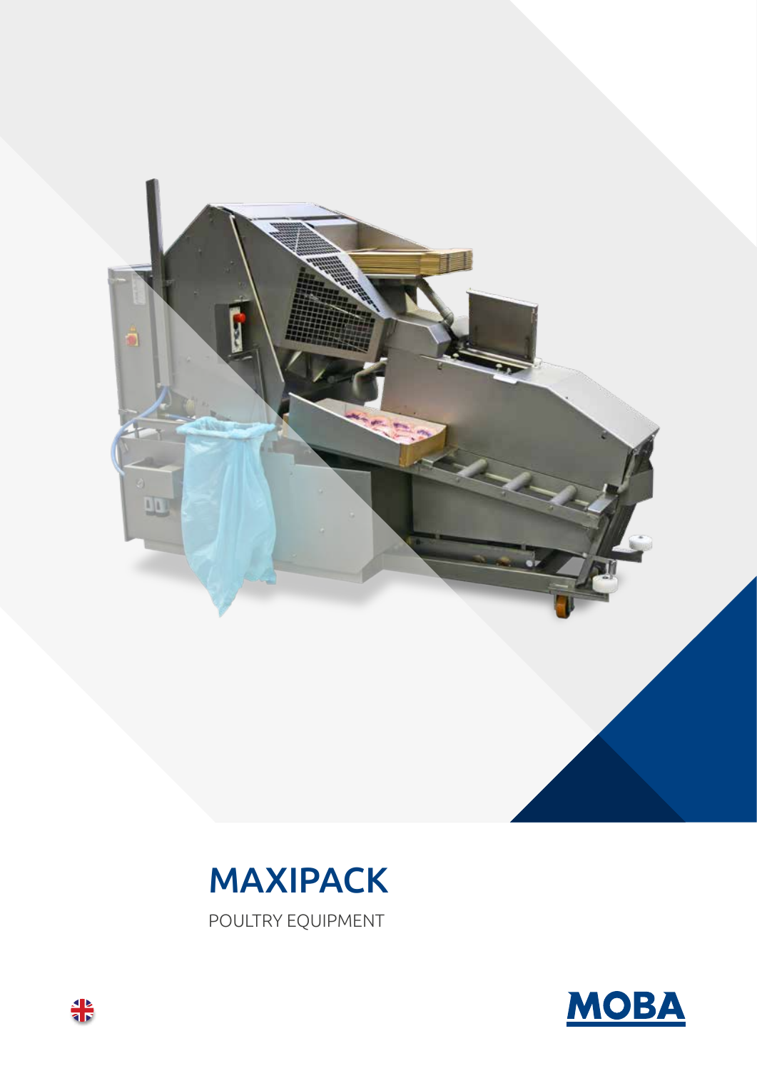# MAXIPACK

POULTRY EQUIPMENT

MOBA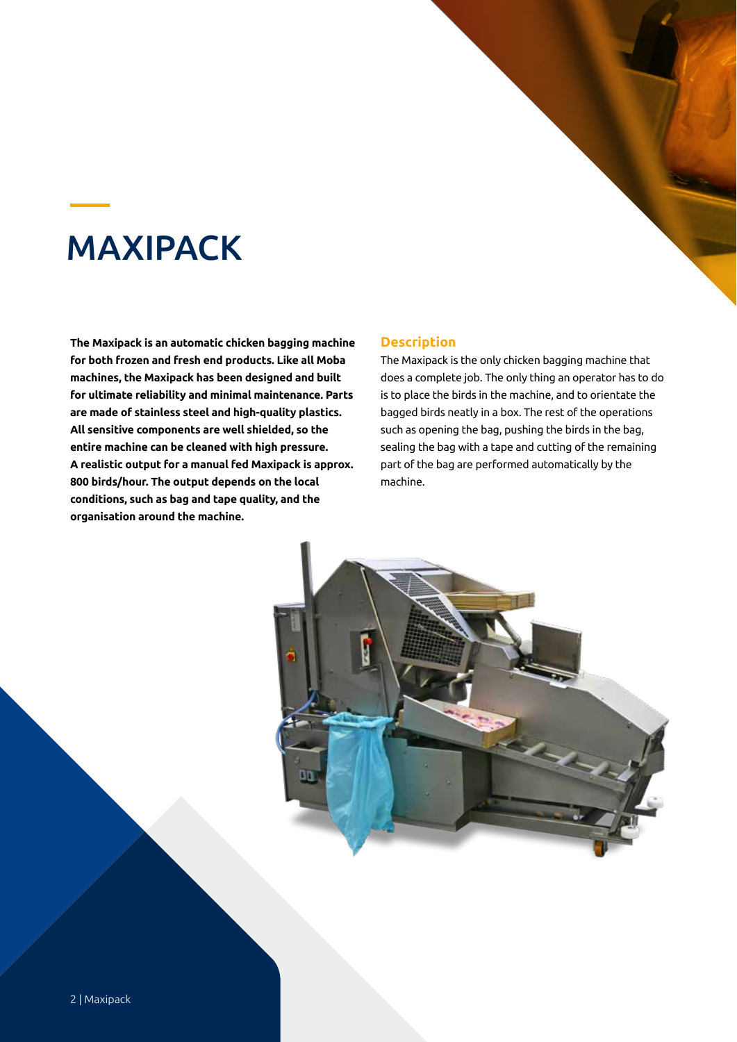# MAXIPACK

**The Maxipack is an automatic chicken bagging machine for both frozen and fresh end products. Like all Moba machines, the Maxipack has been designed and built for ultimate reliability and minimal maintenance. Parts are made of stainless steel and high-quality plastics. All sensitive components are well shielded, so the entire machine can be cleaned with high pressure. A realistic output for a manual fed Maxipack is approx. 800 birds/hour. The output depends on the local conditions, such as bag and tape quality, and the organisation around the machine.**

## Description

The Maxipack is the only chicken bagging machine that does a complete job. The only thing an operator has to do is to place the birds in the machine, and to orientate the bagged birds neatly in a box. The rest of the operations such as opening the bag, pushing the birds in the bag, sealing the bag with a tape and cutting of the remaining part of the bag are performed automatically by the machine.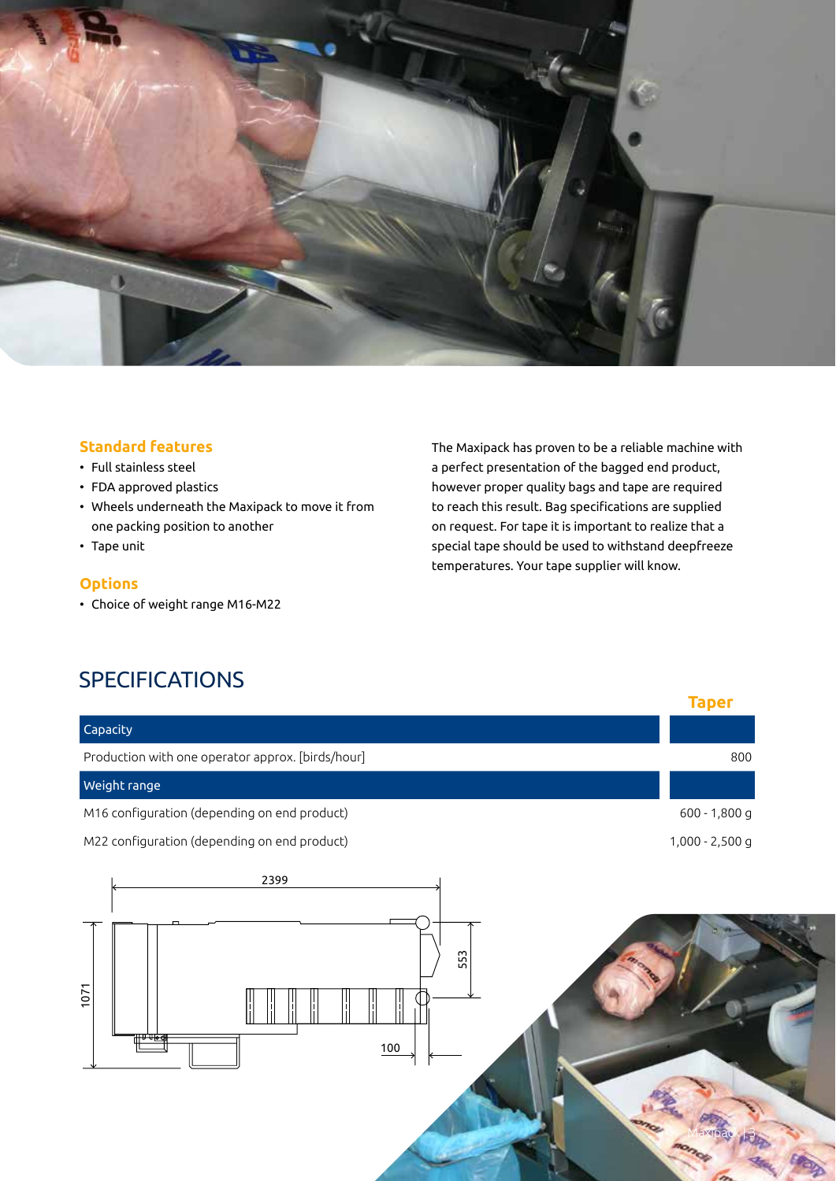### Standard features

- Full stainless steel
- FDA approved plastics
- Wheels underneath the Maxipack to move it from one packing position to another
- Tape unit

### Options

- Choice of weight range M16-M22

The Maxipack has proven to be a reliable machine with a perfect presentation of the bagged end product, however proper quality bags and tape are required to reach this result. Bag specifications are supplied on request. For tape it is important to realize that a special tape should be used to withstand deepfreeze temperatures. Your tape supplier will know.

## SPECIFICATIONS

| | Taper |
|---|---|
| **Capacity** | |
| Production with one operator approx. [birds/hour] | 800 |
| **Weight range** | |
| M16 configuration (depending on end product) | 600 - 1,800 g |
| M22 configuration (depending on end product) | 1,000 - 2,500 g |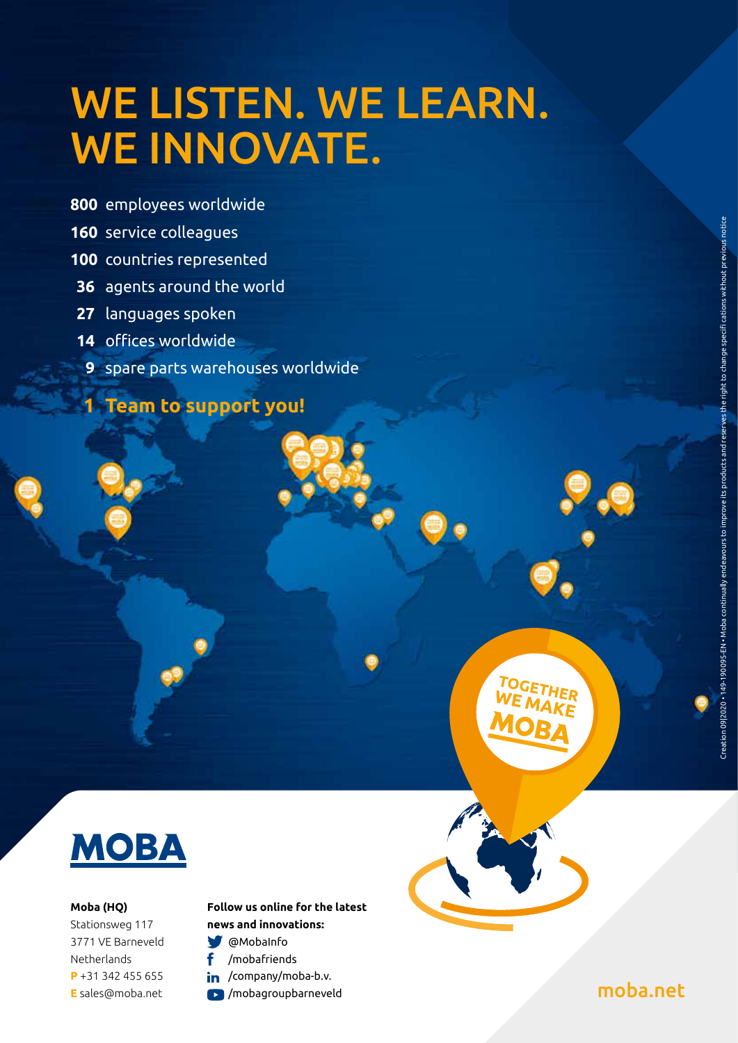# WE LISTEN. WE LEARN. WE INNOVATE.

**800** employees worldwide
**160** service colleagues
**100** countries represented
**36** agents around the world
**27** languages spoken
**14** offices worldwide
**9** spare parts warehouses worldwide

**1 Team to support you!**

TOGETHER WE MAKE MOBA

MOBA

**Moba (HQ)**
Stationsweg 117
3771 VE Barneveld
Netherlands
**P** +31 342 455 655
**E** sales@moba.net

**Follow us online for the latest news and innovations:**
@MobaInfo
/mobafriends
/company/moba-b.v.
/mobagroupbarneveld

moba.net

Creation 09|2020 • 149-190095-EN • Moba continually endeavours to improve its products and reserves the right to change specifications without previous notice